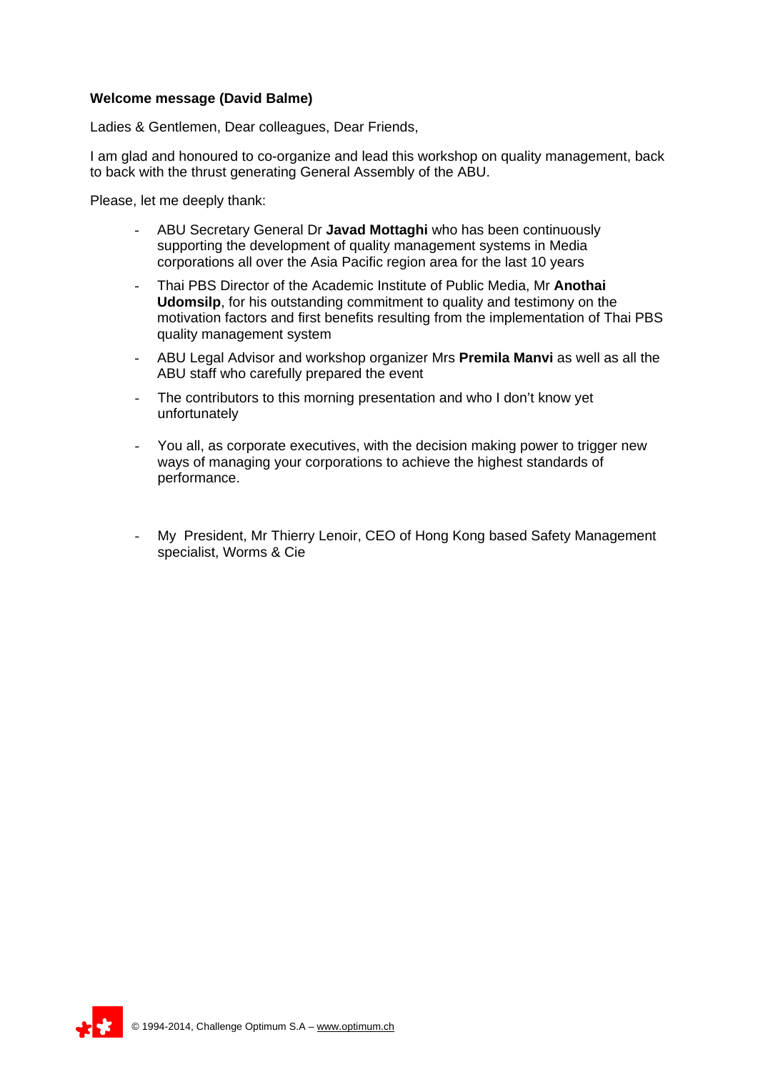**Welcome message (David Balme)**

Ladies & Gentlemen, Dear colleagues, Dear Friends,

I am glad and honoured to co-organize and lead this workshop on quality management, back to back with the thrust generating General Assembly of the ABU.

Please, let me deeply thank:

- ABU Secretary General Dr **Javad Mottaghi** who has been continuously supporting the development of quality management systems in Media corporations all over the Asia Pacific region area for the last 10 years
- Thai PBS Director of the Academic Institute of Public Media, Mr **Anothai Udomsilp**, for his outstanding commitment to quality and testimony on the motivation factors and first benefits resulting from the implementation of Thai PBS quality management system
- ABU Legal Advisor and workshop organizer Mrs **Premila Manvi** as well as all the ABU staff who carefully prepared the event
- The contributors to this morning presentation and who I don't know yet unfortunately
- You all, as corporate executives, with the decision making power to trigger new ways of managing your corporations to achieve the highest standards of performance.

- My President, Mr Thierry Lenoir, CEO of Hong Kong based Safety Management specialist, Worms & Cie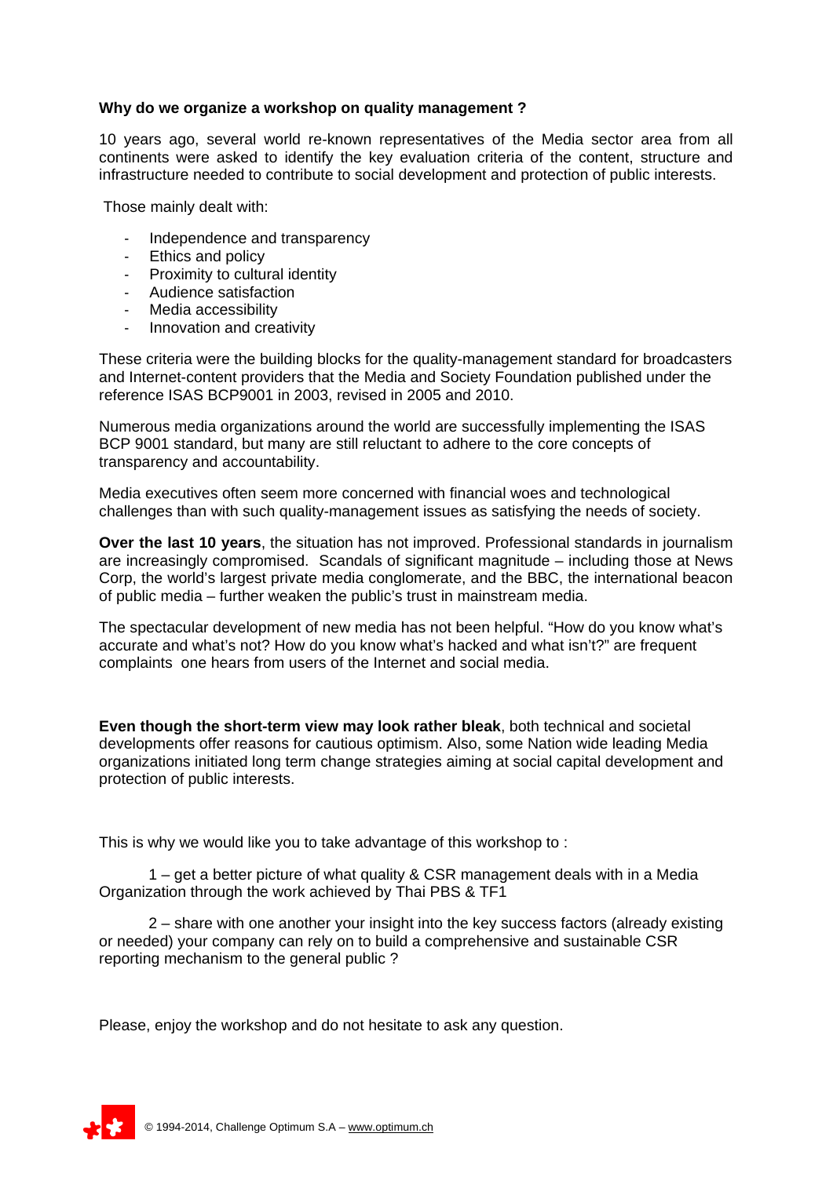**Why do we organize a workshop on quality management ?**

10 years ago, several world re-known representatives of the Media sector area from all continents were asked to identify the key evaluation criteria of the content, structure and infrastructure needed to contribute to social development and protection of public interests.

Those mainly dealt with:

- Independence and transparency
- Ethics and policy
- Proximity to cultural identity
- Audience satisfaction
- Media accessibility
- Innovation and creativity

These criteria were the building blocks for the quality-management standard for broadcasters and Internet-content providers that the Media and Society Foundation published under the reference ISAS BCP9001 in 2003, revised in 2005 and 2010.

Numerous media organizations around the world are successfully implementing the ISAS BCP 9001 standard, but many are still reluctant to adhere to the core concepts of transparency and accountability.

Media executives often seem more concerned with financial woes and technological challenges than with such quality-management issues as satisfying the needs of society.

**Over the last 10 years**, the situation has not improved. Professional standards in journalism are increasingly compromised. Scandals of significant magnitude – including those at News Corp, the world's largest private media conglomerate, and the BBC, the international beacon of public media – further weaken the public's trust in mainstream media.

The spectacular development of new media has not been helpful. "How do you know what's accurate and what's not? How do you know what's hacked and what isn't?" are frequent complaints one hears from users of the Internet and social media.

**Even though the short-term view may look rather bleak**, both technical and societal developments offer reasons for cautious optimism. Also, some Nation wide leading Media organizations initiated long term change strategies aiming at social capital development and protection of public interests.

This is why we would like you to take advantage of this workshop to :

1 – get a better picture of what quality & CSR management deals with in a Media Organization through the work achieved by Thai PBS & TF1

2 – share with one another your insight into the key success factors (already existing or needed) your company can rely on to build a comprehensive and sustainable CSR reporting mechanism to the general public ?

Please, enjoy the workshop and do not hesitate to ask any question.

© 1994-2014, Challenge Optimum S.A – www.optimum.ch